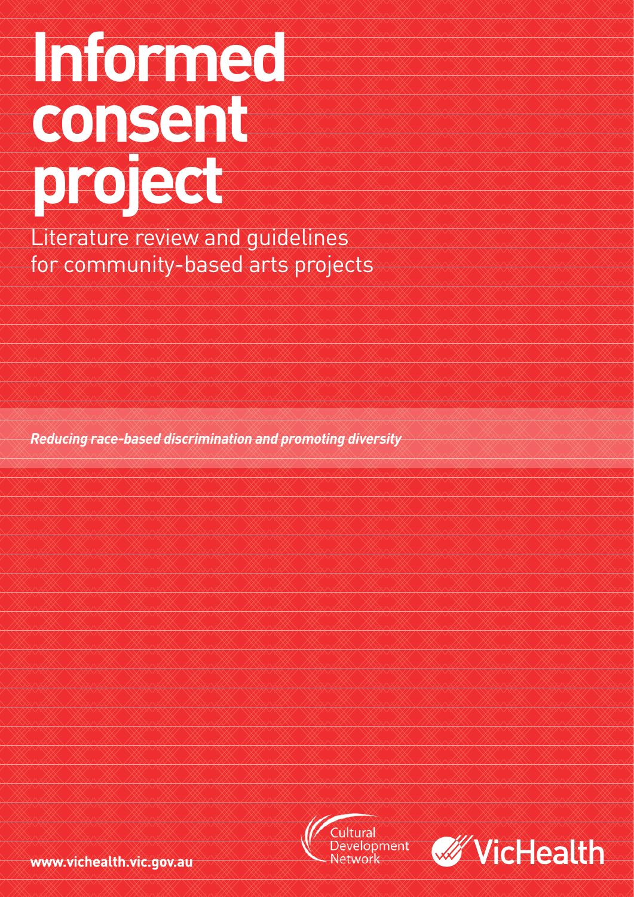# Informed consent project

## Literature review and guidelines for community-based arts projects

***Reducing race-based discrimination and promoting diversity***

Cultural Development Network

VicHealth

**www.vichealth.vic.gov.au**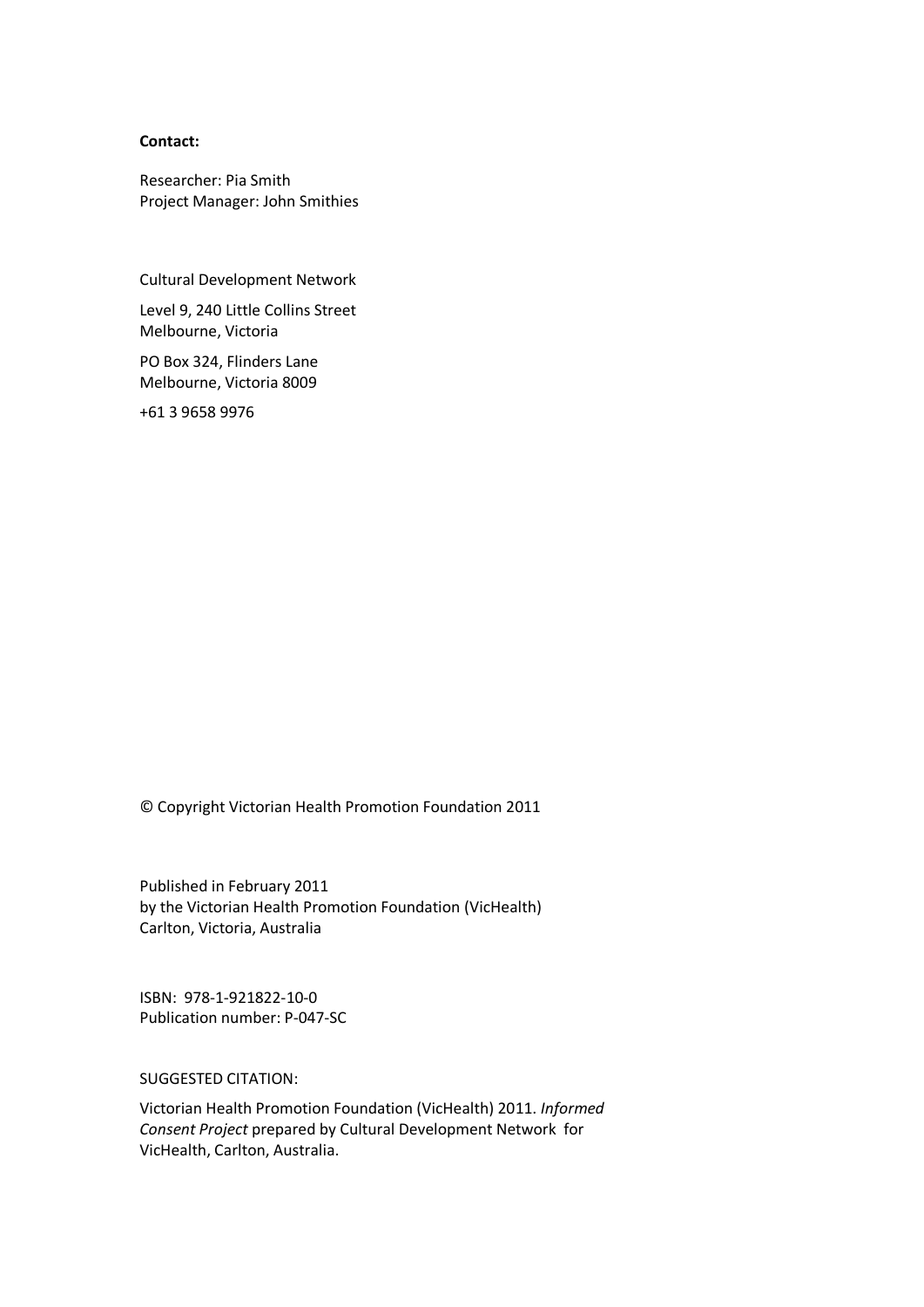**Contact:**

Researcher: Pia Smith
Project Manager: John Smithies

Cultural Development Network

Level 9, 240 Little Collins Street
Melbourne, Victoria

PO Box 324, Flinders Lane
Melbourne, Victoria 8009

+61 3 9658 9976

© Copyright Victorian Health Promotion Foundation 2011

Published in February 2011
by the Victorian Health Promotion Foundation (VicHealth)
Carlton, Victoria, Australia

ISBN: 978-1-921822-10-0
Publication number: P-047-SC

SUGGESTED CITATION:

Victorian Health Promotion Foundation (VicHealth) 2011. *Informed Consent Project* prepared by Cultural Development Network for VicHealth, Carlton, Australia.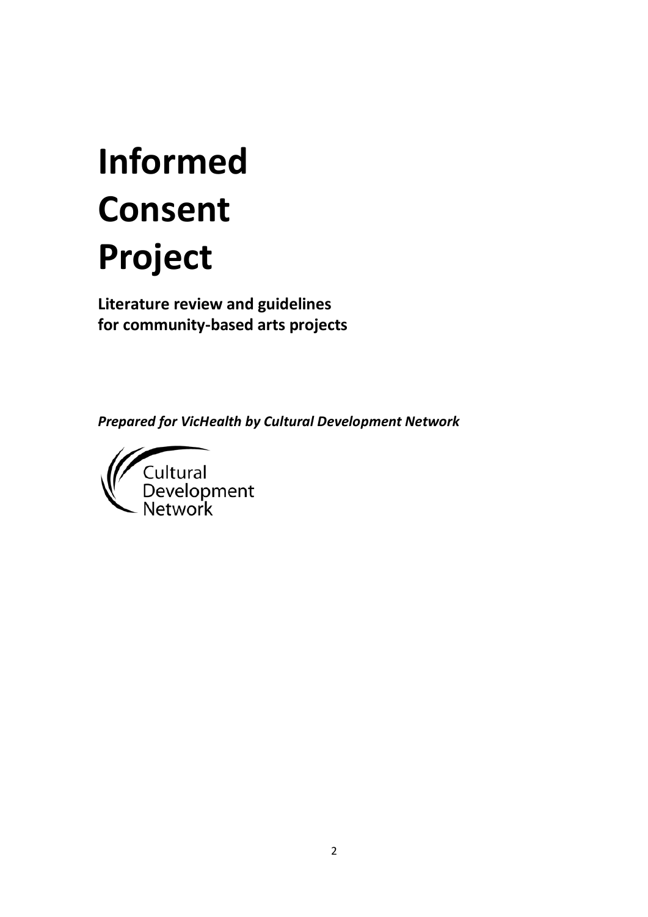# Informed Consent Project

**Literature review and guidelines for community-based arts projects**

***Prepared for VicHealth by Cultural Development Network***

Cultural Development Network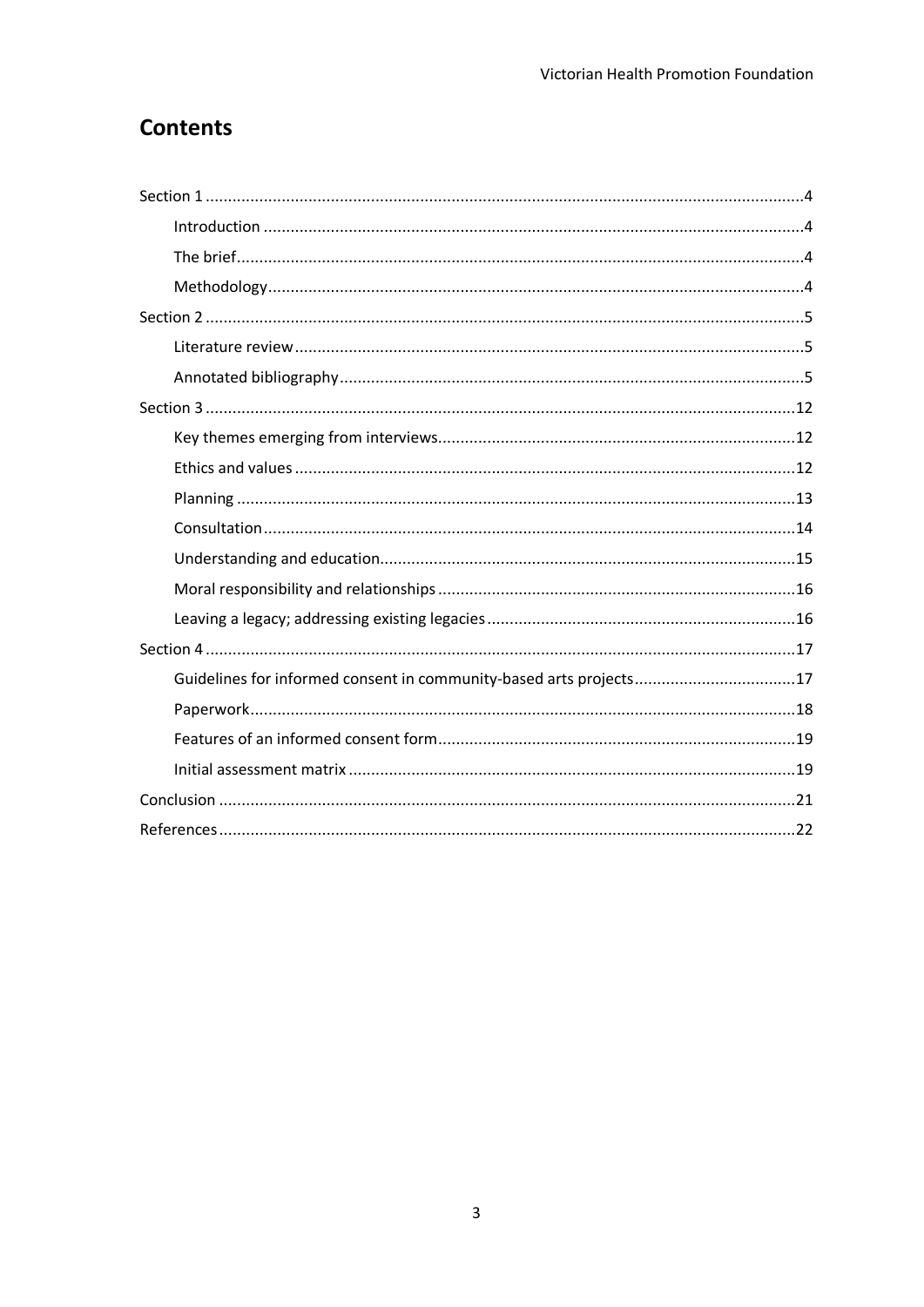## Contents

- Section 1 ....................................................................................................................4
    - Introduction ........................................................................................................4
    - The brief..............................................................................................................4
    - Methodology........................................................................................................4
- Section 2 ....................................................................................................................5
    - Literature review.................................................................................................5
    - Annotated bibliography.......................................................................................5
- Section 3 ..................................................................................................................12
    - Key themes emerging from interviews...............................................................12
    - Ethics and values ...............................................................................................12
    - Planning ............................................................................................................13
    - Consultation.......................................................................................................14
    - Understanding and education............................................................................15
    - Moral responsibility and relationships ...............................................................16
    - Leaving a legacy; addressing existing legacies ....................................................16
- Section 4 ..................................................................................................................17
    - Guidelines for informed consent in community-based arts projects....................17
    - Paperwork.........................................................................................................18
    - Features of an informed consent form...............................................................19
    - Initial assessment matrix ...................................................................................19
- Conclusion ...............................................................................................................21
- References...............................................................................................................22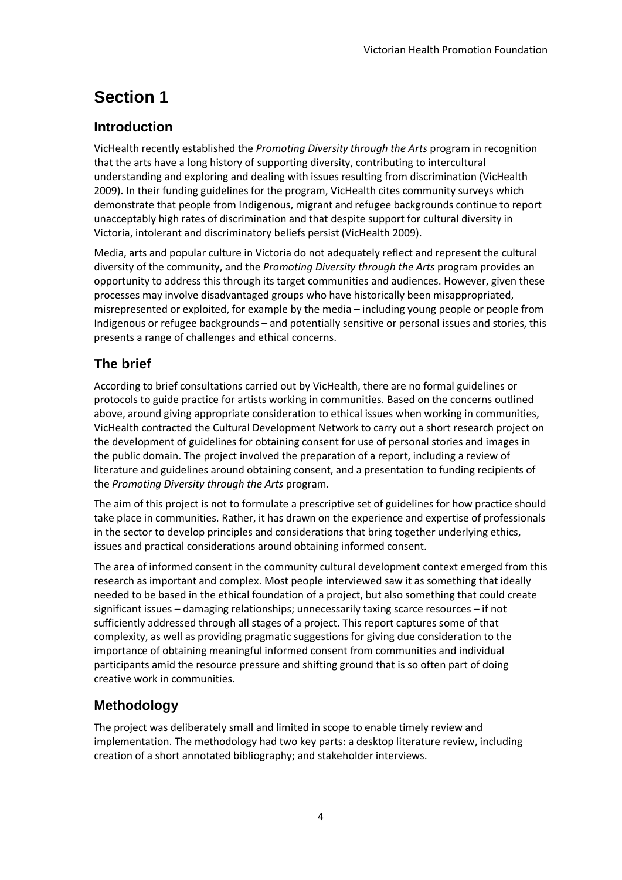# Section 1

## Introduction

VicHealth recently established the *Promoting Diversity through the Arts* program in recognition that the arts have a long history of supporting diversity, contributing to intercultural understanding and exploring and dealing with issues resulting from discrimination (VicHealth 2009). In their funding guidelines for the program, VicHealth cites community surveys which demonstrate that people from Indigenous, migrant and refugee backgrounds continue to report unacceptably high rates of discrimination and that despite support for cultural diversity in Victoria, intolerant and discriminatory beliefs persist (VicHealth 2009).

Media, arts and popular culture in Victoria do not adequately reflect and represent the cultural diversity of the community, and the *Promoting Diversity through the Arts* program provides an opportunity to address this through its target communities and audiences. However, given these processes may involve disadvantaged groups who have historically been misappropriated, misrepresented or exploited, for example by the media – including young people or people from Indigenous or refugee backgrounds – and potentially sensitive or personal issues and stories, this presents a range of challenges and ethical concerns.

## The brief

According to brief consultations carried out by VicHealth, there are no formal guidelines or protocols to guide practice for artists working in communities. Based on the concerns outlined above, around giving appropriate consideration to ethical issues when working in communities, VicHealth contracted the Cultural Development Network to carry out a short research project on the development of guidelines for obtaining consent for use of personal stories and images in the public domain. The project involved the preparation of a report, including a review of literature and guidelines around obtaining consent, and a presentation to funding recipients of the *Promoting Diversity through the Arts* program.

The aim of this project is not to formulate a prescriptive set of guidelines for how practice should take place in communities. Rather, it has drawn on the experience and expertise of professionals in the sector to develop principles and considerations that bring together underlying ethics, issues and practical considerations around obtaining informed consent.

The area of informed consent in the community cultural development context emerged from this research as important and complex. Most people interviewed saw it as something that ideally needed to be based in the ethical foundation of a project, but also something that could create significant issues – damaging relationships; unnecessarily taxing scarce resources – if not sufficiently addressed through all stages of a project. This report captures some of that complexity, as well as providing pragmatic suggestions for giving due consideration to the importance of obtaining meaningful informed consent from communities and individual participants amid the resource pressure and shifting ground that is so often part of doing creative work in communities.

## Methodology

The project was deliberately small and limited in scope to enable timely review and implementation. The methodology had two key parts: a desktop literature review, including creation of a short annotated bibliography; and stakeholder interviews.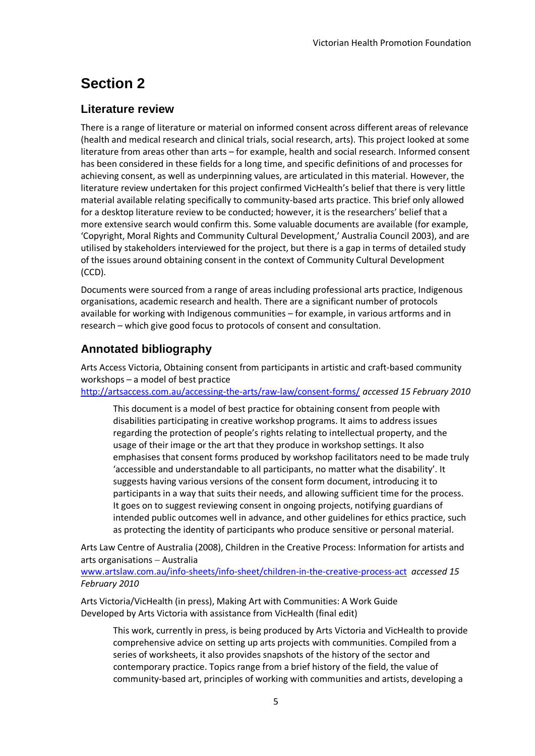# Section 2

## Literature review

There is a range of literature or material on informed consent across different areas of relevance (health and medical research and clinical trials, social research, arts). This project looked at some literature from areas other than arts – for example, health and social research. Informed consent has been considered in these fields for a long time, and specific definitions of and processes for achieving consent, as well as underpinning values, are articulated in this material. However, the literature review undertaken for this project confirmed VicHealth's belief that there is very little material available relating specifically to community-based arts practice. This brief only allowed for a desktop literature review to be conducted; however, it is the researchers' belief that a more extensive search would confirm this. Some valuable documents are available (for example, 'Copyright, Moral Rights and Community Cultural Development,' Australia Council 2003), and are utilised by stakeholders interviewed for the project, but there is a gap in terms of detailed study of the issues around obtaining consent in the context of Community Cultural Development (CCD).

Documents were sourced from a range of areas including professional arts practice, Indigenous organisations, academic research and health. There are a significant number of protocols available for working with Indigenous communities – for example, in various artforms and in research – which give good focus to protocols of consent and consultation.

## Annotated bibliography

Arts Access Victoria, Obtaining consent from participants in artistic and craft-based community workshops – a model of best practice
http://artsaccess.com.au/accessing-the-arts/raw-law/consent-forms/ *accessed 15 February 2010*

> This document is a model of best practice for obtaining consent from people with disabilities participating in creative workshop programs. It aims to address issues regarding the protection of people's rights relating to intellectual property, and the usage of their image or the art that they produce in workshop settings. It also emphasises that consent forms produced by workshop facilitators need to be made truly 'accessible and understandable to all participants, no matter what the disability'. It suggests having various versions of the consent form document, introducing it to participants in a way that suits their needs, and allowing sufficient time for the process. It goes on to suggest reviewing consent in ongoing projects, notifying guardians of intended public outcomes well in advance, and other guidelines for ethics practice, such as protecting the identity of participants who produce sensitive or personal material.

Arts Law Centre of Australia (2008), Children in the Creative Process: Information for artists and arts organisations – Australia
www.artslaw.com.au/info-sheets/info-sheet/children-in-the-creative-process-act *accessed 15 February 2010*

Arts Victoria/VicHealth (in press), Making Art with Communities: A Work Guide
Developed by Arts Victoria with assistance from VicHealth (final edit)

> This work, currently in press, is being produced by Arts Victoria and VicHealth to provide comprehensive advice on setting up arts projects with communities. Compiled from a series of worksheets, it also provides snapshots of the history of the sector and contemporary practice. Topics range from a brief history of the field, the value of community-based art, principles of working with communities and artists, developing a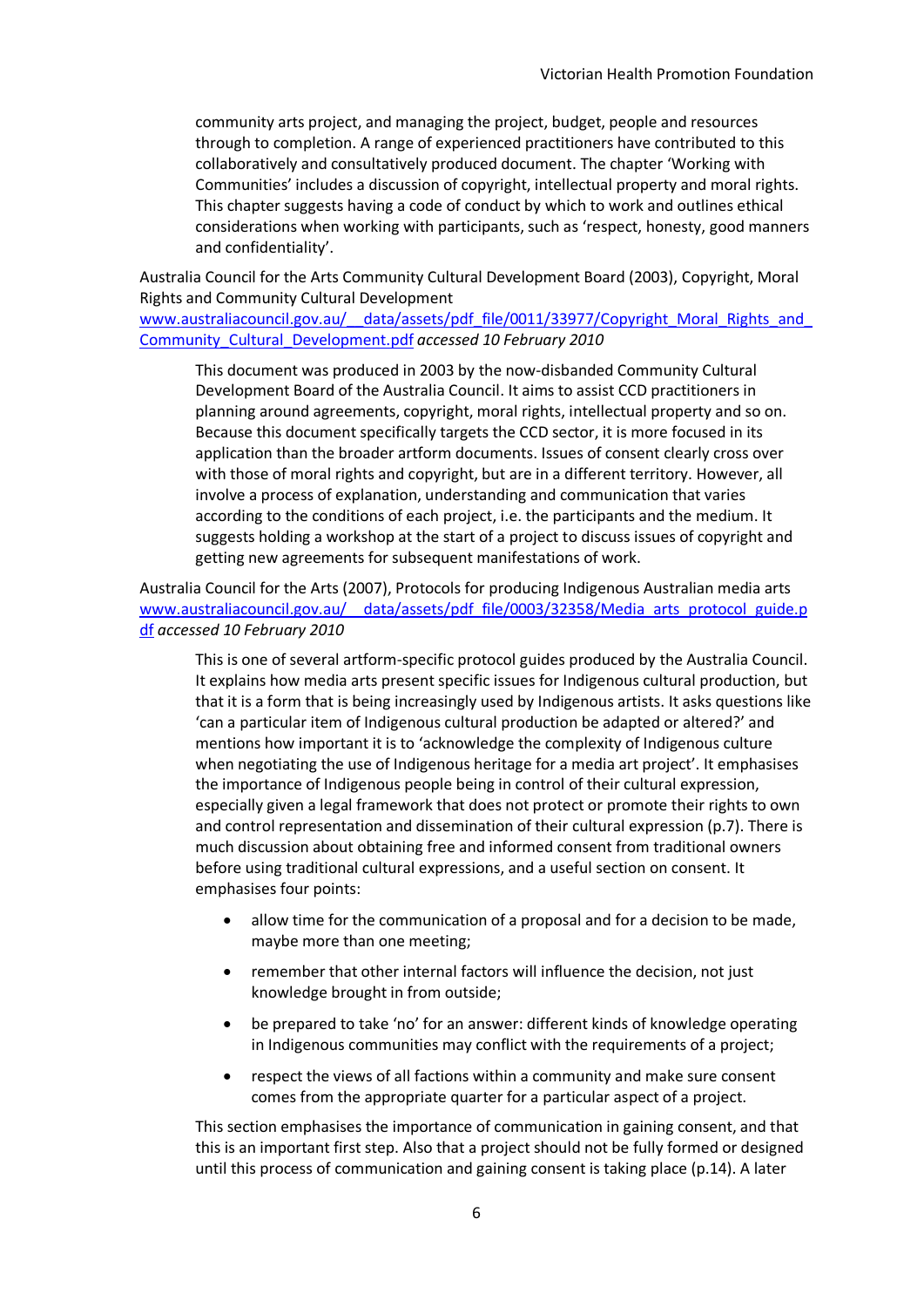community arts project, and managing the project, budget, people and resources through to completion. A range of experienced practitioners have contributed to this collaboratively and consultatively produced document. The chapter 'Working with Communities' includes a discussion of copyright, intellectual property and moral rights. This chapter suggests having a code of conduct by which to work and outlines ethical considerations when working with participants, such as 'respect, honesty, good manners and confidentiality'.

Australia Council for the Arts Community Cultural Development Board (2003), Copyright, Moral Rights and Community Cultural Development
[www.australiacouncil.gov.au/__data/assets/pdf_file/0011/33977/Copyright_Moral_Rights_and_Community_Cultural_Development.pdf](www.australiacouncil.gov.au/__data/assets/pdf_file/0011/33977/Copyright_Moral_Rights_and_Community_Cultural_Development.pdf) *accessed 10 February 2010*

> This document was produced in 2003 by the now-disbanded Community Cultural Development Board of the Australia Council. It aims to assist CCD practitioners in planning around agreements, copyright, moral rights, intellectual property and so on. Because this document specifically targets the CCD sector, it is more focused in its application than the broader artform documents. Issues of consent clearly cross over with those of moral rights and copyright, but are in a different territory. However, all involve a process of explanation, understanding and communication that varies according to the conditions of each project, i.e. the participants and the medium. It suggests holding a workshop at the start of a project to discuss issues of copyright and getting new agreements for subsequent manifestations of work.

Australia Council for the Arts (2007), Protocols for producing Indigenous Australian media arts
[www.australiacouncil.gov.au/__data/assets/pdf_file/0003/32358/Media_arts_protocol_guide.pdf](www.australiacouncil.gov.au/__data/assets/pdf_file/0003/32358/Media_arts_protocol_guide.pdf) *accessed 10 February 2010*

> This is one of several artform-specific protocol guides produced by the Australia Council. It explains how media arts present specific issues for Indigenous cultural production, but that it is a form that is being increasingly used by Indigenous artists. It asks questions like 'can a particular item of Indigenous cultural production be adapted or altered?' and mentions how important it is to 'acknowledge the complexity of Indigenous culture when negotiating the use of Indigenous heritage for a media art project'. It emphasises the importance of Indigenous people being in control of their cultural expression, especially given a legal framework that does not protect or promote their rights to own and control representation and dissemination of their cultural expression (p.7). There is much discussion about obtaining free and informed consent from traditional owners before using traditional cultural expressions, and a useful section on consent. It emphasises four points:
>
> - allow time for the communication of a proposal and for a decision to be made, maybe more than one meeting;
> - remember that other internal factors will influence the decision, not just knowledge brought in from outside;
> - be prepared to take 'no' for an answer: different kinds of knowledge operating in Indigenous communities may conflict with the requirements of a project;
> - respect the views of all factions within a community and make sure consent comes from the appropriate quarter for a particular aspect of a project.
>
> This section emphasises the importance of communication in gaining consent, and that this is an important first step. Also that a project should not be fully formed or designed until this process of communication and gaining consent is taking place (p.14). A later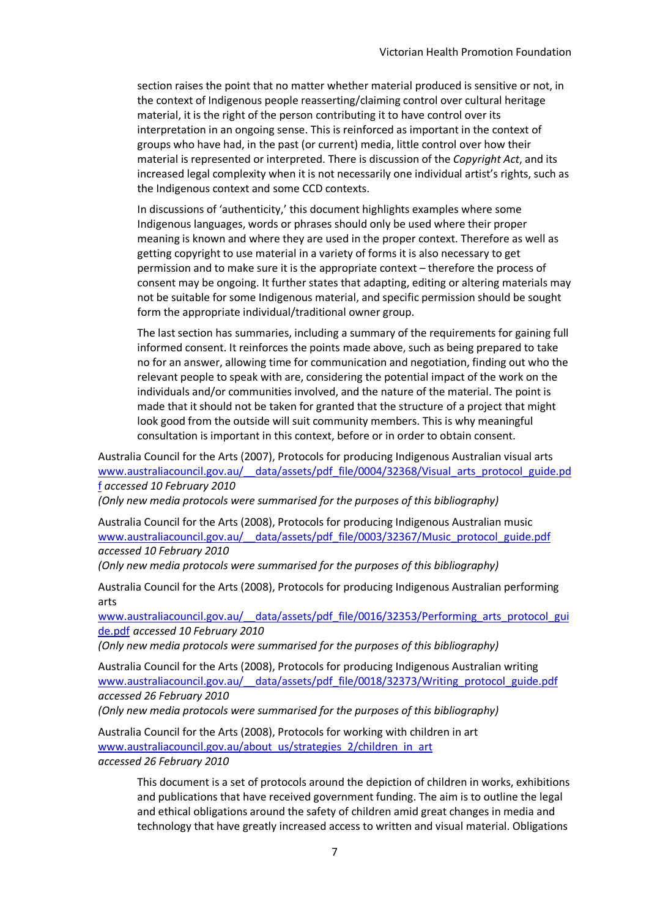section raises the point that no matter whether material produced is sensitive or not, in the context of Indigenous people reasserting/claiming control over cultural heritage material, it is the right of the person contributing it to have control over its interpretation in an ongoing sense. This is reinforced as important in the context of groups who have had, in the past (or current) media, little control over how their material is represented or interpreted. There is discussion of the *Copyright Act*, and its increased legal complexity when it is not necessarily one individual artist's rights, such as the Indigenous context and some CCD contexts.

In discussions of 'authenticity,' this document highlights examples where some Indigenous languages, words or phrases should only be used where their proper meaning is known and where they are used in the proper context. Therefore as well as getting copyright to use material in a variety of forms it is also necessary to get permission and to make sure it is the appropriate context – therefore the process of consent may be ongoing. It further states that adapting, editing or altering materials may not be suitable for some Indigenous material, and specific permission should be sought form the appropriate individual/traditional owner group.

The last section has summaries, including a summary of the requirements for gaining full informed consent. It reinforces the points made above, such as being prepared to take no for an answer, allowing time for communication and negotiation, finding out who the relevant people to speak with are, considering the potential impact of the work on the individuals and/or communities involved, and the nature of the material. The point is made that it should not be taken for granted that the structure of a project that might look good from the outside will suit community members. This is why meaningful consultation is important in this context, before or in order to obtain consent.

Australia Council for the Arts (2007), Protocols for producing Indigenous Australian visual arts www.australiacouncil.gov.au/__data/assets/pdf_file/0004/32368/Visual_arts_protocol_guide.pdf *accessed 10 February 2010*
*(Only new media protocols were summarised for the purposes of this bibliography)*

Australia Council for the Arts (2008), Protocols for producing Indigenous Australian music www.australiacouncil.gov.au/__data/assets/pdf_file/0003/32367/Music_protocol_guide.pdf *accessed 10 February 2010*
*(Only new media protocols were summarised for the purposes of this bibliography)*

Australia Council for the Arts (2008), Protocols for producing Indigenous Australian performing arts
www.australiacouncil.gov.au/__data/assets/pdf_file/0016/32353/Performing_arts_protocol_guide.pdf *accessed 10 February 2010*
*(Only new media protocols were summarised for the purposes of this bibliography)*

Australia Council for the Arts (2008), Protocols for producing Indigenous Australian writing www.australiacouncil.gov.au/__data/assets/pdf_file/0018/32373/Writing_protocol_guide.pdf *accessed 26 February 2010*
*(Only new media protocols were summarised for the purposes of this bibliography)*

Australia Council for the Arts (2008), Protocols for working with children in art www.australiacouncil.gov.au/about_us/strategies_2/children_in_art
*accessed 26 February 2010*

This document is a set of protocols around the depiction of children in works, exhibitions and publications that have received government funding. The aim is to outline the legal and ethical obligations around the safety of children amid great changes in media and technology that have greatly increased access to written and visual material. Obligations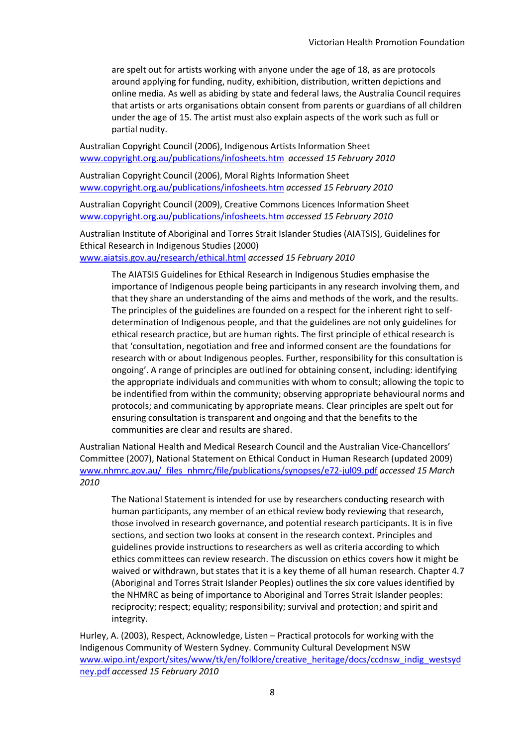are spelt out for artists working with anyone under the age of 18, as are protocols around applying for funding, nudity, exhibition, distribution, written depictions and online media. As well as abiding by state and federal laws, the Australia Council requires that artists or arts organisations obtain consent from parents or guardians of all children under the age of 15. The artist must also explain aspects of the work such as full or partial nudity.

Australian Copyright Council (2006), Indigenous Artists Information Sheet www.copyright.org.au/publications/infosheets.htm *accessed 15 February 2010*

Australian Copyright Council (2006), Moral Rights Information Sheet www.copyright.org.au/publications/infosheets.htm *accessed 15 February 2010*

Australian Copyright Council (2009), Creative Commons Licences Information Sheet www.copyright.org.au/publications/infosheets.htm *accessed 15 February 2010*

Australian Institute of Aboriginal and Torres Strait Islander Studies (AIATSIS), Guidelines for Ethical Research in Indigenous Studies (2000) www.aiatsis.gov.au/research/ethical.html *accessed 15 February 2010*

> The AIATSIS Guidelines for Ethical Research in Indigenous Studies emphasise the importance of Indigenous people being participants in any research involving them, and that they share an understanding of the aims and methods of the work, and the results. The principles of the guidelines are founded on a respect for the inherent right to self-determination of Indigenous people, and that the guidelines are not only guidelines for ethical research practice, but are human rights. The first principle of ethical research is that 'consultation, negotiation and free and informed consent are the foundations for research with or about Indigenous peoples. Further, responsibility for this consultation is ongoing'. A range of principles are outlined for obtaining consent, including: identifying the appropriate individuals and communities with whom to consult; allowing the topic to be indentified from within the community; observing appropriate behavioural norms and protocols; and communicating by appropriate means. Clear principles are spelt out for ensuring consultation is transparent and ongoing and that the benefits to the communities are clear and results are shared.

Australian National Health and Medical Research Council and the Australian Vice-Chancellors' Committee (2007), National Statement on Ethical Conduct in Human Research (updated 2009) www.nhmrc.gov.au/_files_nhmrc/file/publications/synopses/e72-jul09.pdf *accessed 15 March 2010*

> The National Statement is intended for use by researchers conducting research with human participants, any member of an ethical review body reviewing that research, those involved in research governance, and potential research participants. It is in five sections, and section two looks at consent in the research context. Principles and guidelines provide instructions to researchers as well as criteria according to which ethics committees can review research. The discussion on ethics covers how it might be waived or withdrawn, but states that it is a key theme of all human research. Chapter 4.7 (Aboriginal and Torres Strait Islander Peoples) outlines the six core values identified by the NHMRC as being of importance to Aboriginal and Torres Strait Islander peoples: reciprocity; respect; equality; responsibility; survival and protection; and spirit and integrity.

Hurley, A. (2003), Respect, Acknowledge, Listen – Practical protocols for working with the Indigenous Community of Western Sydney. Community Cultural Development NSW www.wipo.int/export/sites/www/tk/en/folklore/creative_heritage/docs/ccdnsw_indig_westsydney.pdf *accessed 15 February 2010*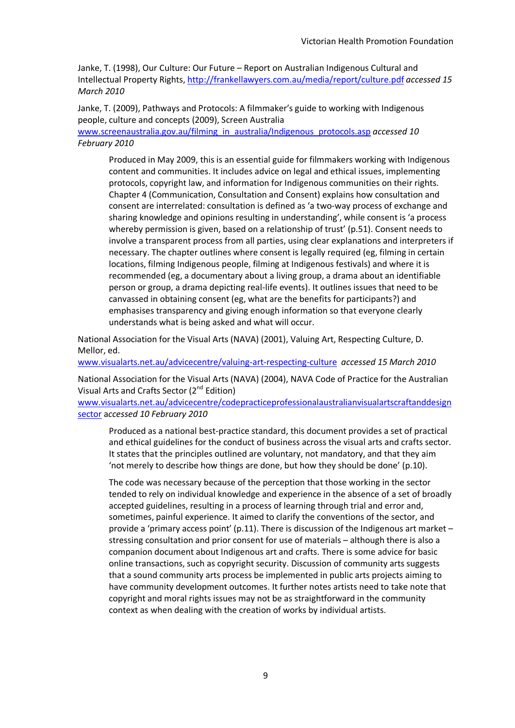Janke, T. (1998), Our Culture: Our Future – Report on Australian Indigenous Cultural and Intellectual Property Rights, http://frankellawyers.com.au/media/report/culture.pdf *accessed 15 March 2010*

Janke, T. (2009), Pathways and Protocols: A filmmaker's guide to working with Indigenous people, culture and concepts (2009), Screen Australia www.screenaustralia.gov.au/filming_in_australia/Indigenous_protocols.asp *accessed 10 February 2010*

> Produced in May 2009, this is an essential guide for filmmakers working with Indigenous content and communities. It includes advice on legal and ethical issues, implementing protocols, copyright law, and information for Indigenous communities on their rights. Chapter 4 (Communication, Consultation and Consent) explains how consultation and consent are interrelated: consultation is defined as 'a two-way process of exchange and sharing knowledge and opinions resulting in understanding', while consent is 'a process whereby permission is given, based on a relationship of trust' (p.51). Consent needs to involve a transparent process from all parties, using clear explanations and interpreters if necessary. The chapter outlines where consent is legally required (eg, filming in certain locations, filming Indigenous people, filming at Indigenous festivals) and where it is recommended (eg, a documentary about a living group, a drama about an identifiable person or group, a drama depicting real-life events). It outlines issues that need to be canvassed in obtaining consent (eg, what are the benefits for participants?) and emphasises transparency and giving enough information so that everyone clearly understands what is being asked and what will occur.

National Association for the Visual Arts (NAVA) (2001), Valuing Art, Respecting Culture, D. Mellor, ed. www.visualarts.net.au/advicecentre/valuing-art-respecting-culture *accessed 15 March 2010*

National Association for the Visual Arts (NAVA) (2004), NAVA Code of Practice for the Australian Visual Arts and Crafts Sector (2nd Edition) www.visualarts.net.au/advicecentre/codepracticeprofessionalaustralianvisualartscraftanddesignsector *accessed 10 February 2010*

> Produced as a national best-practice standard, this document provides a set of practical and ethical guidelines for the conduct of business across the visual arts and crafts sector. It states that the principles outlined are voluntary, not mandatory, and that they aim 'not merely to describe how things are done, but how they should be done' (p.10).
>
> The code was necessary because of the perception that those working in the sector tended to rely on individual knowledge and experience in the absence of a set of broadly accepted guidelines, resulting in a process of learning through trial and error and, sometimes, painful experience. It aimed to clarify the conventions of the sector, and provide a 'primary access point' (p.11). There is discussion of the Indigenous art market – stressing consultation and prior consent for use of materials – although there is also a companion document about Indigenous art and crafts. There is some advice for basic online transactions, such as copyright security. Discussion of community arts suggests that a sound community arts process be implemented in public arts projects aiming to have community development outcomes. It further notes artists need to take note that copyright and moral rights issues may not be as straightforward in the community context as when dealing with the creation of works by individual artists.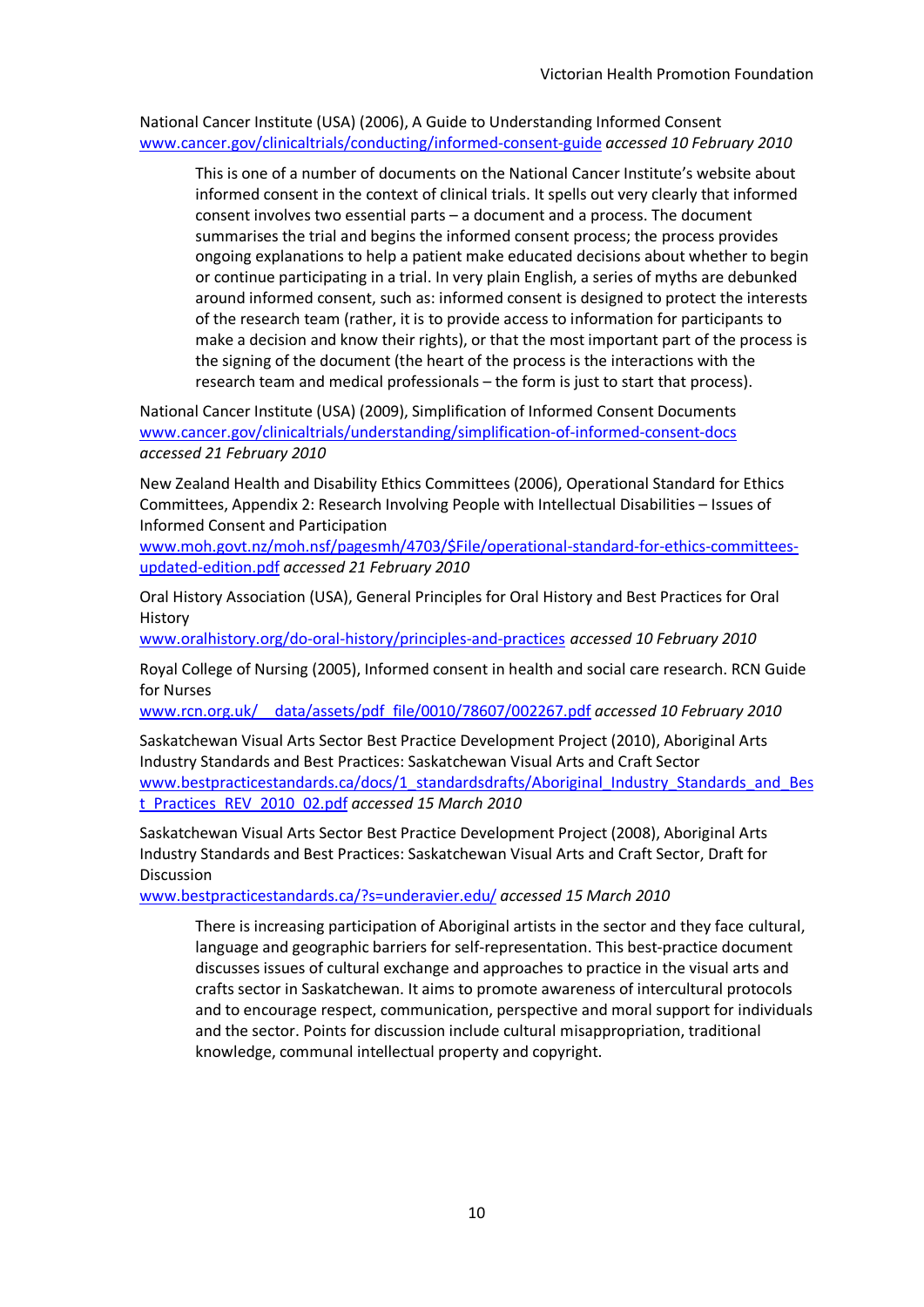National Cancer Institute (USA) (2006), A Guide to Understanding Informed Consent
www.cancer.gov/clinicaltrials/conducting/informed-consent-guide *accessed 10 February 2010*

> This is one of a number of documents on the National Cancer Institute's website about informed consent in the context of clinical trials. It spells out very clearly that informed consent involves two essential parts – a document and a process. The document summarises the trial and begins the informed consent process; the process provides ongoing explanations to help a patient make educated decisions about whether to begin or continue participating in a trial. In very plain English, a series of myths are debunked around informed consent, such as: informed consent is designed to protect the interests of the research team (rather, it is to provide access to information for participants to make a decision and know their rights), or that the most important part of the process is the signing of the document (the heart of the process is the interactions with the research team and medical professionals – the form is just to start that process).

National Cancer Institute (USA) (2009), Simplification of Informed Consent Documents
www.cancer.gov/clinicaltrials/understanding/simplification-of-informed-consent-docs
*accessed 21 February 2010*

New Zealand Health and Disability Ethics Committees (2006), Operational Standard for Ethics Committees, Appendix 2: Research Involving People with Intellectual Disabilities – Issues of Informed Consent and Participation
www.moh.govt.nz/moh.nsf/pagesmh/4703/$File/operational-standard-for-ethics-committees-updated-edition.pdf *accessed 21 February 2010*

Oral History Association (USA), General Principles for Oral History and Best Practices for Oral History
www.oralhistory.org/do-oral-history/principles-and-practices *accessed 10 February 2010*

Royal College of Nursing (2005), Informed consent in health and social care research. RCN Guide for Nurses
www.rcn.org.uk/__data/assets/pdf_file/0010/78607/002267.pdf *accessed 10 February 2010*

Saskatchewan Visual Arts Sector Best Practice Development Project (2010), Aboriginal Arts Industry Standards and Best Practices: Saskatchewan Visual Arts and Craft Sector
www.bestpracticestandards.ca/docs/1_standardsdrafts/Aboriginal_Industry_Standards_and_Best_Practices_REV_2010_02.pdf *accessed 15 March 2010*

Saskatchewan Visual Arts Sector Best Practice Development Project (2008), Aboriginal Arts Industry Standards and Best Practices: Saskatchewan Visual Arts and Craft Sector, Draft for Discussion
www.bestpracticestandards.ca/?s=underavier.edu/ *accessed 15 March 2010*

> There is increasing participation of Aboriginal artists in the sector and they face cultural, language and geographic barriers for self-representation. This best-practice document discusses issues of cultural exchange and approaches to practice in the visual arts and crafts sector in Saskatchewan. It aims to promote awareness of intercultural protocols and to encourage respect, communication, perspective and moral support for individuals and the sector. Points for discussion include cultural misappropriation, traditional knowledge, communal intellectual property and copyright.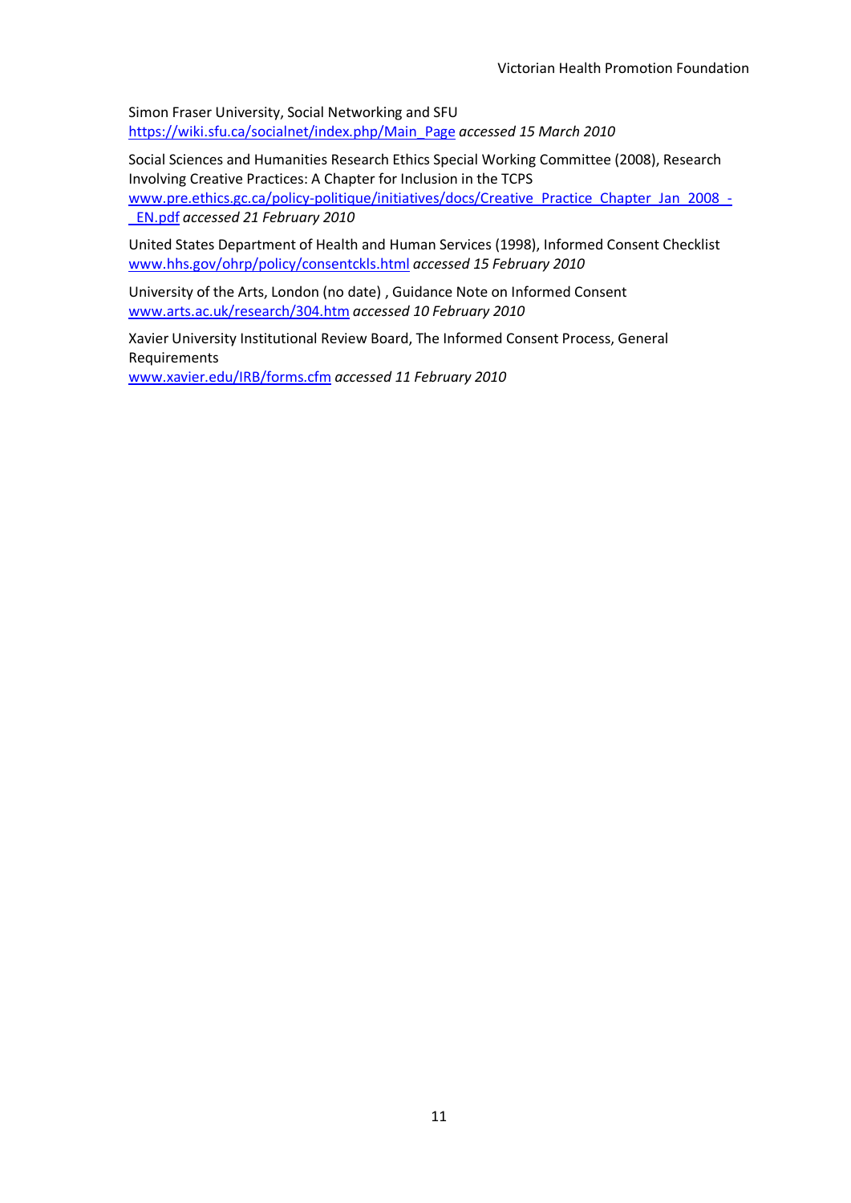Simon Fraser University, Social Networking and SFU
https://wiki.sfu.ca/socialnet/index.php/Main_Page *accessed 15 March 2010*

Social Sciences and Humanities Research Ethics Special Working Committee (2008), Research Involving Creative Practices: A Chapter for Inclusion in the TCPS
www.pre.ethics.gc.ca/policy-politique/initiatives/docs/Creative_Practice_Chapter_Jan_2008_-_EN.pdf *accessed 21 February 2010*

United States Department of Health and Human Services (1998), Informed Consent Checklist
www.hhs.gov/ohrp/policy/consentckls.html *accessed 15 February 2010*

University of the Arts, London (no date) , Guidance Note on Informed Consent
www.arts.ac.uk/research/304.htm *accessed 10 February 2010*

Xavier University Institutional Review Board, The Informed Consent Process, General Requirements
www.xavier.edu/IRB/forms.cfm *accessed 11 February 2010*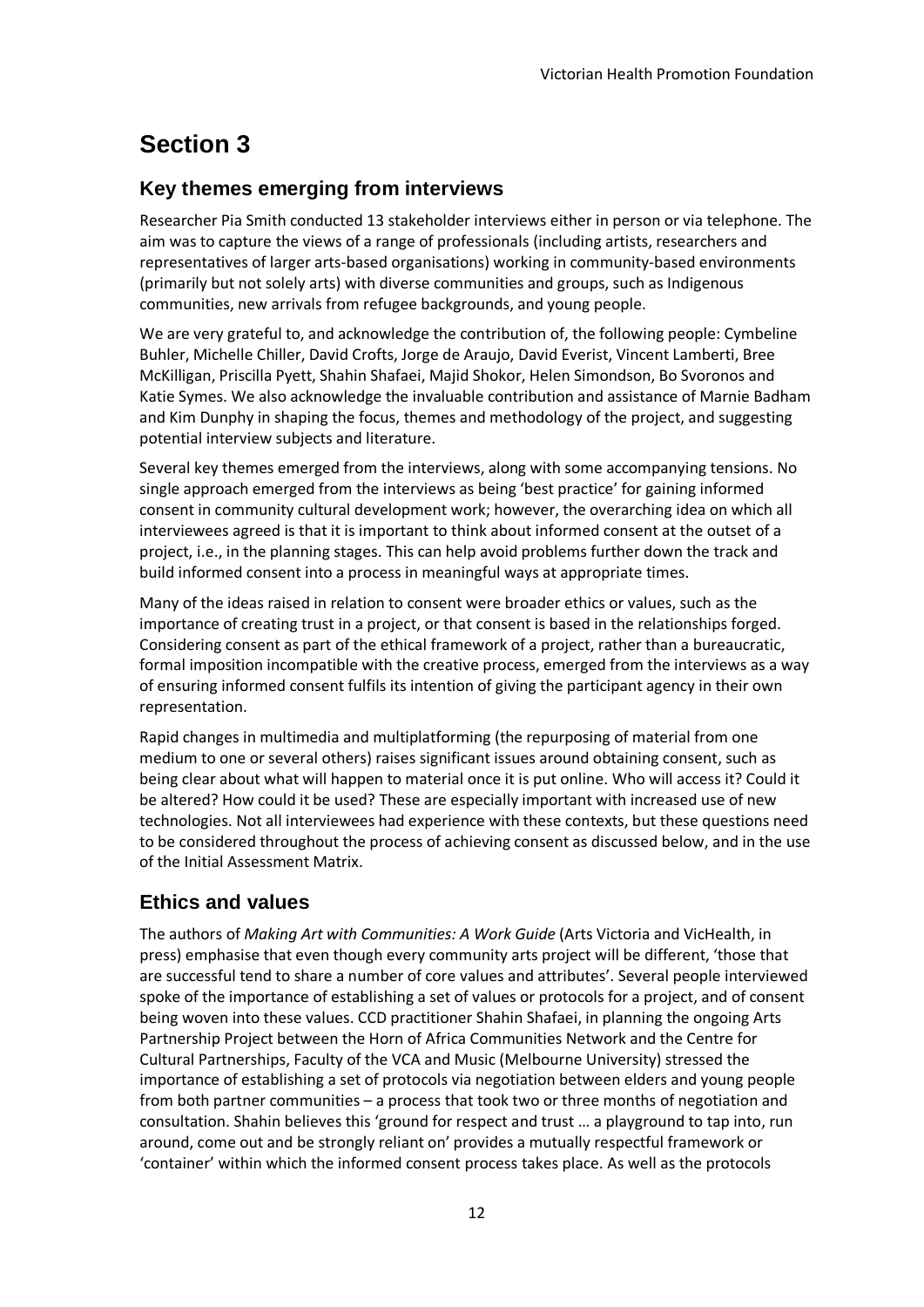# Section 3

## Key themes emerging from interviews

Researcher Pia Smith conducted 13 stakeholder interviews either in person or via telephone. The aim was to capture the views of a range of professionals (including artists, researchers and representatives of larger arts-based organisations) working in community-based environments (primarily but not solely arts) with diverse communities and groups, such as Indigenous communities, new arrivals from refugee backgrounds, and young people.

We are very grateful to, and acknowledge the contribution of, the following people: Cymbeline Buhler, Michelle Chiller, David Crofts, Jorge de Araujo, David Everist, Vincent Lamberti, Bree McKilligan, Priscilla Pyett, Shahin Shafaei, Majid Shokor, Helen Simondson, Bo Svoronos and Katie Symes. We also acknowledge the invaluable contribution and assistance of Marnie Badham and Kim Dunphy in shaping the focus, themes and methodology of the project, and suggesting potential interview subjects and literature.

Several key themes emerged from the interviews, along with some accompanying tensions. No single approach emerged from the interviews as being 'best practice' for gaining informed consent in community cultural development work; however, the overarching idea on which all interviewees agreed is that it is important to think about informed consent at the outset of a project, i.e., in the planning stages. This can help avoid problems further down the track and build informed consent into a process in meaningful ways at appropriate times.

Many of the ideas raised in relation to consent were broader ethics or values, such as the importance of creating trust in a project, or that consent is based in the relationships forged. Considering consent as part of the ethical framework of a project, rather than a bureaucratic, formal imposition incompatible with the creative process, emerged from the interviews as a way of ensuring informed consent fulfils its intention of giving the participant agency in their own representation.

Rapid changes in multimedia and multiplatforming (the repurposing of material from one medium to one or several others) raises significant issues around obtaining consent, such as being clear about what will happen to material once it is put online. Who will access it? Could it be altered? How could it be used? These are especially important with increased use of new technologies. Not all interviewees had experience with these contexts, but these questions need to be considered throughout the process of achieving consent as discussed below, and in the use of the Initial Assessment Matrix.

## Ethics and values

The authors of *Making Art with Communities: A Work Guide* (Arts Victoria and VicHealth, in press) emphasise that even though every community arts project will be different, 'those that are successful tend to share a number of core values and attributes'. Several people interviewed spoke of the importance of establishing a set of values or protocols for a project, and of consent being woven into these values. CCD practitioner Shahin Shafaei, in planning the ongoing Arts Partnership Project between the Horn of Africa Communities Network and the Centre for Cultural Partnerships, Faculty of the VCA and Music (Melbourne University) stressed the importance of establishing a set of protocols via negotiation between elders and young people from both partner communities – a process that took two or three months of negotiation and consultation. Shahin believes this 'ground for respect and trust … a playground to tap into, run around, come out and be strongly reliant on' provides a mutually respectful framework or 'container' within which the informed consent process takes place. As well as the protocols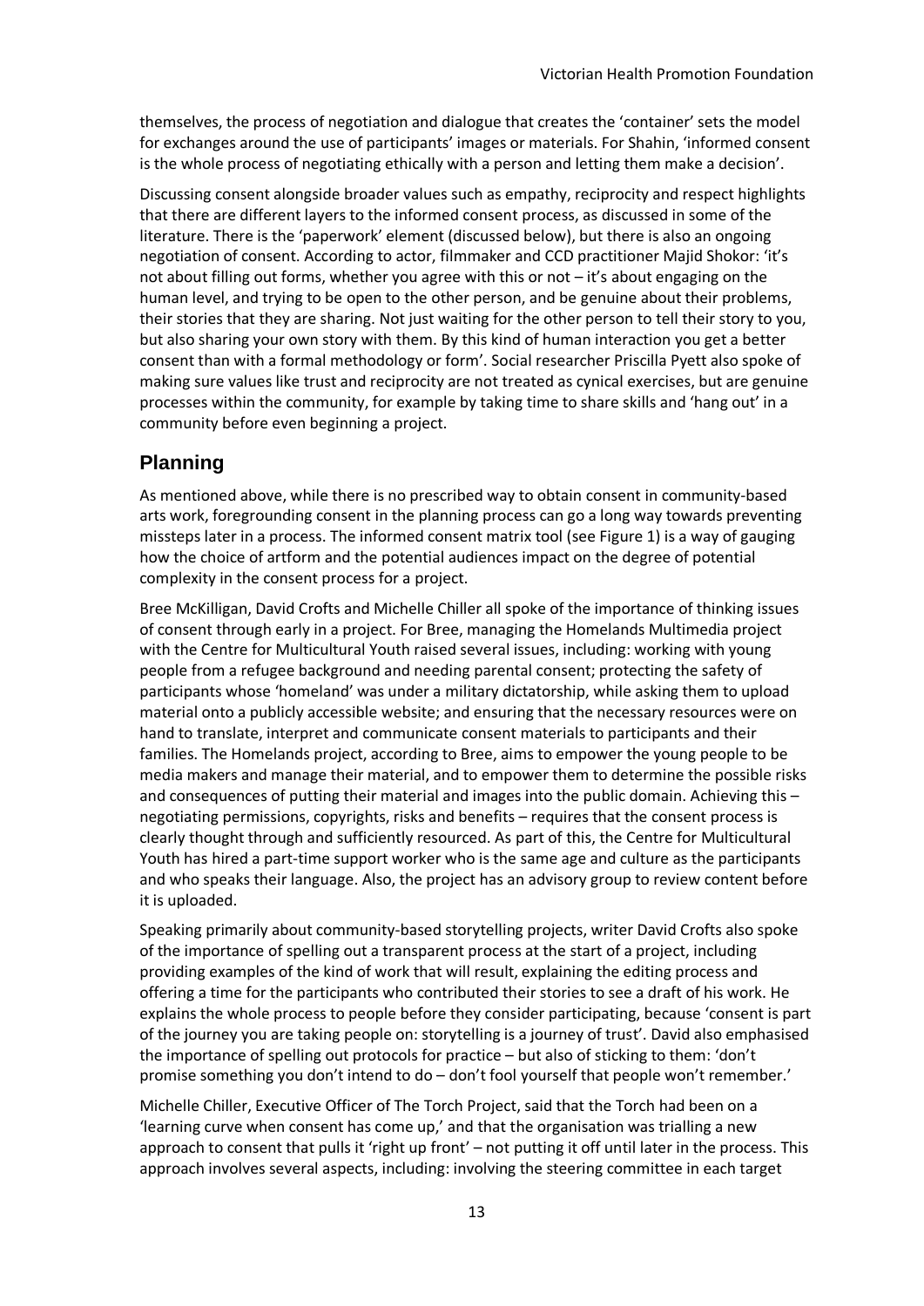themselves, the process of negotiation and dialogue that creates the 'container' sets the model for exchanges around the use of participants' images or materials. For Shahin, 'informed consent is the whole process of negotiating ethically with a person and letting them make a decision'.

Discussing consent alongside broader values such as empathy, reciprocity and respect highlights that there are different layers to the informed consent process, as discussed in some of the literature. There is the 'paperwork' element (discussed below), but there is also an ongoing negotiation of consent. According to actor, filmmaker and CCD practitioner Majid Shokor: 'it's not about filling out forms, whether you agree with this or not – it's about engaging on the human level, and trying to be open to the other person, and be genuine about their problems, their stories that they are sharing. Not just waiting for the other person to tell their story to you, but also sharing your own story with them. By this kind of human interaction you get a better consent than with a formal methodology or form'. Social researcher Priscilla Pyett also spoke of making sure values like trust and reciprocity are not treated as cynical exercises, but are genuine processes within the community, for example by taking time to share skills and 'hang out' in a community before even beginning a project.

## Planning

As mentioned above, while there is no prescribed way to obtain consent in community-based arts work, foregrounding consent in the planning process can go a long way towards preventing missteps later in a process. The informed consent matrix tool (see Figure 1) is a way of gauging how the choice of artform and the potential audiences impact on the degree of potential complexity in the consent process for a project.

Bree McKilligan, David Crofts and Michelle Chiller all spoke of the importance of thinking issues of consent through early in a project. For Bree, managing the Homelands Multimedia project with the Centre for Multicultural Youth raised several issues, including: working with young people from a refugee background and needing parental consent; protecting the safety of participants whose 'homeland' was under a military dictatorship, while asking them to upload material onto a publicly accessible website; and ensuring that the necessary resources were on hand to translate, interpret and communicate consent materials to participants and their families. The Homelands project, according to Bree, aims to empower the young people to be media makers and manage their material, and to empower them to determine the possible risks and consequences of putting their material and images into the public domain. Achieving this – negotiating permissions, copyrights, risks and benefits – requires that the consent process is clearly thought through and sufficiently resourced. As part of this, the Centre for Multicultural Youth has hired a part-time support worker who is the same age and culture as the participants and who speaks their language. Also, the project has an advisory group to review content before it is uploaded.

Speaking primarily about community-based storytelling projects, writer David Crofts also spoke of the importance of spelling out a transparent process at the start of a project, including providing examples of the kind of work that will result, explaining the editing process and offering a time for the participants who contributed their stories to see a draft of his work. He explains the whole process to people before they consider participating, because 'consent is part of the journey you are taking people on: storytelling is a journey of trust'. David also emphasised the importance of spelling out protocols for practice – but also of sticking to them: 'don't promise something you don't intend to do – don't fool yourself that people won't remember.'

Michelle Chiller, Executive Officer of The Torch Project, said that the Torch had been on a 'learning curve when consent has come up,' and that the organisation was trialling a new approach to consent that pulls it 'right up front' – not putting it off until later in the process. This approach involves several aspects, including: involving the steering committee in each target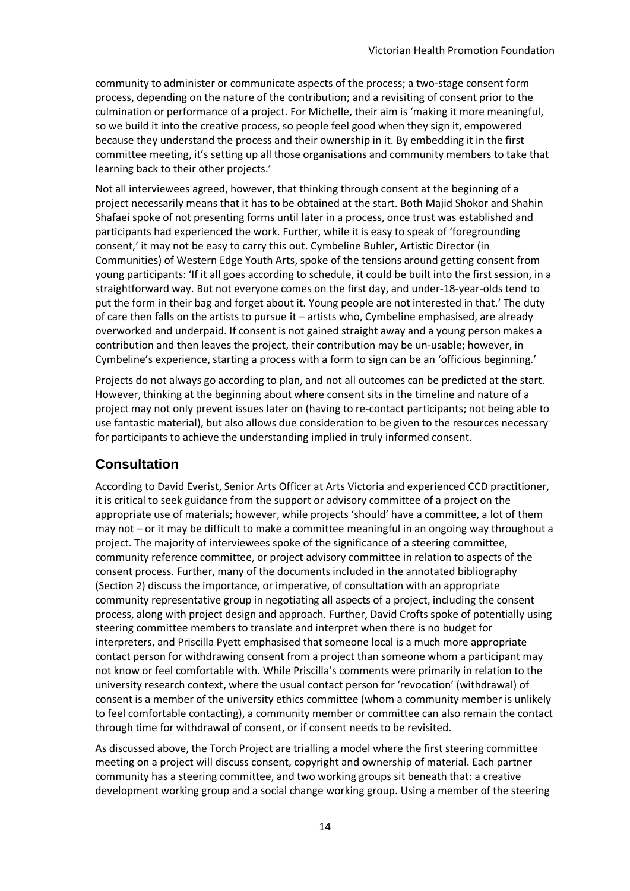community to administer or communicate aspects of the process; a two-stage consent form process, depending on the nature of the contribution; and a revisiting of consent prior to the culmination or performance of a project. For Michelle, their aim is 'making it more meaningful, so we build it into the creative process, so people feel good when they sign it, empowered because they understand the process and their ownership in it. By embedding it in the first committee meeting, it's setting up all those organisations and community members to take that learning back to their other projects.'

Not all interviewees agreed, however, that thinking through consent at the beginning of a project necessarily means that it has to be obtained at the start. Both Majid Shokor and Shahin Shafaei spoke of not presenting forms until later in a process, once trust was established and participants had experienced the work. Further, while it is easy to speak of 'foregrounding consent,' it may not be easy to carry this out. Cymbeline Buhler, Artistic Director (in Communities) of Western Edge Youth Arts, spoke of the tensions around getting consent from young participants: 'If it all goes according to schedule, it could be built into the first session, in a straightforward way. But not everyone comes on the first day, and under-18-year-olds tend to put the form in their bag and forget about it. Young people are not interested in that.' The duty of care then falls on the artists to pursue it – artists who, Cymbeline emphasised, are already overworked and underpaid. If consent is not gained straight away and a young person makes a contribution and then leaves the project, their contribution may be un-usable; however, in Cymbeline's experience, starting a process with a form to sign can be an 'officious beginning.'

Projects do not always go according to plan, and not all outcomes can be predicted at the start. However, thinking at the beginning about where consent sits in the timeline and nature of a project may not only prevent issues later on (having to re-contact participants; not being able to use fantastic material), but also allows due consideration to be given to the resources necessary for participants to achieve the understanding implied in truly informed consent.

## Consultation

According to David Everist, Senior Arts Officer at Arts Victoria and experienced CCD practitioner, it is critical to seek guidance from the support or advisory committee of a project on the appropriate use of materials; however, while projects 'should' have a committee, a lot of them may not – or it may be difficult to make a committee meaningful in an ongoing way throughout a project. The majority of interviewees spoke of the significance of a steering committee, community reference committee, or project advisory committee in relation to aspects of the consent process. Further, many of the documents included in the annotated bibliography (Section 2) discuss the importance, or imperative, of consultation with an appropriate community representative group in negotiating all aspects of a project, including the consent process, along with project design and approach. Further, David Crofts spoke of potentially using steering committee members to translate and interpret when there is no budget for interpreters, and Priscilla Pyett emphasised that someone local is a much more appropriate contact person for withdrawing consent from a project than someone whom a participant may not know or feel comfortable with. While Priscilla's comments were primarily in relation to the university research context, where the usual contact person for 'revocation' (withdrawal) of consent is a member of the university ethics committee (whom a community member is unlikely to feel comfortable contacting), a community member or committee can also remain the contact through time for withdrawal of consent, or if consent needs to be revisited.

As discussed above, the Torch Project are trialling a model where the first steering committee meeting on a project will discuss consent, copyright and ownership of material. Each partner community has a steering committee, and two working groups sit beneath that: a creative development working group and a social change working group. Using a member of the steering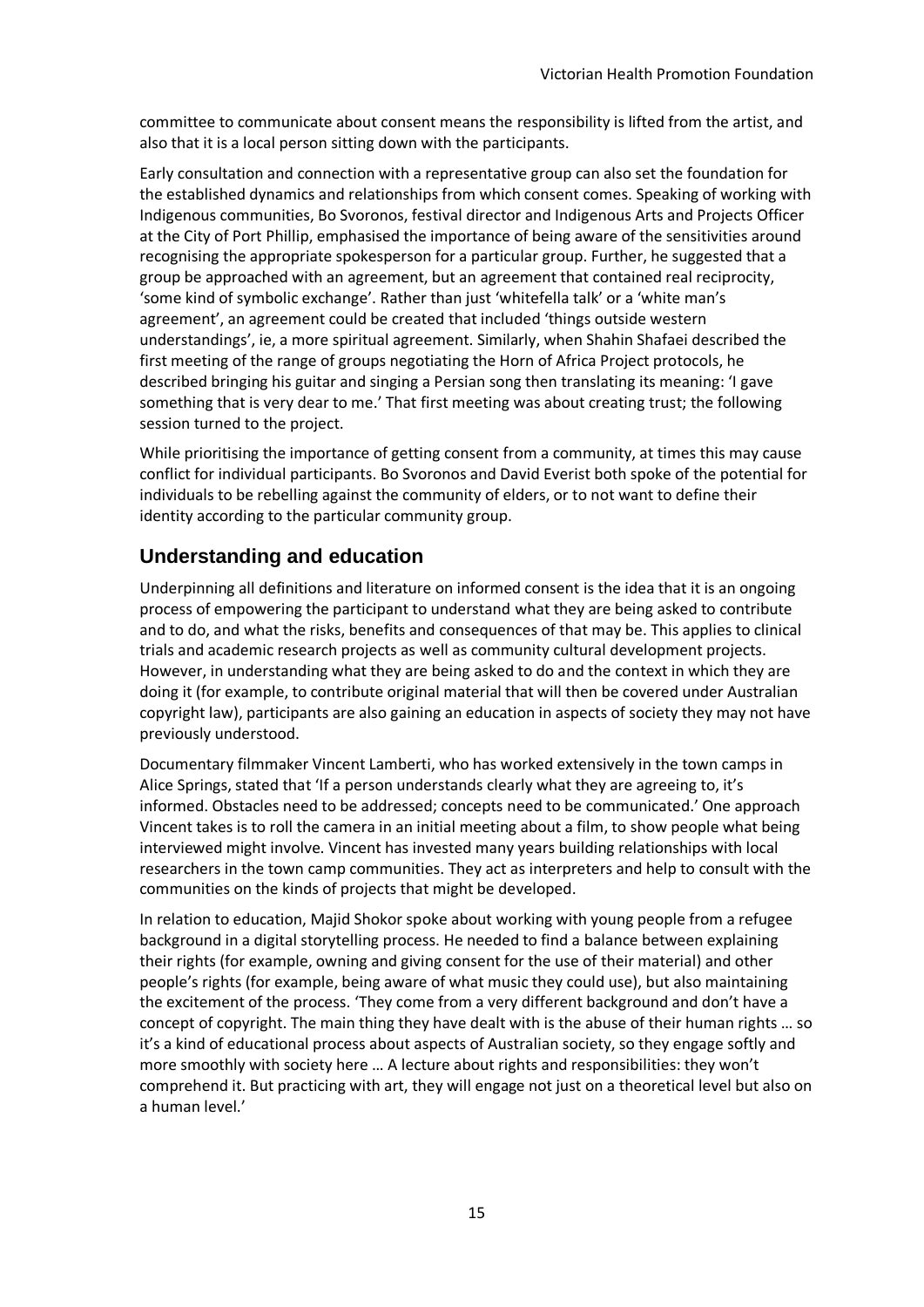committee to communicate about consent means the responsibility is lifted from the artist, and also that it is a local person sitting down with the participants.

Early consultation and connection with a representative group can also set the foundation for the established dynamics and relationships from which consent comes. Speaking of working with Indigenous communities, Bo Svoronos, festival director and Indigenous Arts and Projects Officer at the City of Port Phillip, emphasised the importance of being aware of the sensitivities around recognising the appropriate spokesperson for a particular group. Further, he suggested that a group be approached with an agreement, but an agreement that contained real reciprocity, 'some kind of symbolic exchange'. Rather than just 'whitefella talk' or a 'white man's agreement', an agreement could be created that included 'things outside western understandings', ie, a more spiritual agreement. Similarly, when Shahin Shafaei described the first meeting of the range of groups negotiating the Horn of Africa Project protocols, he described bringing his guitar and singing a Persian song then translating its meaning: 'I gave something that is very dear to me.' That first meeting was about creating trust; the following session turned to the project.

While prioritising the importance of getting consent from a community, at times this may cause conflict for individual participants. Bo Svoronos and David Everist both spoke of the potential for individuals to be rebelling against the community of elders, or to not want to define their identity according to the particular community group.

## Understanding and education

Underpinning all definitions and literature on informed consent is the idea that it is an ongoing process of empowering the participant to understand what they are being asked to contribute and to do, and what the risks, benefits and consequences of that may be. This applies to clinical trials and academic research projects as well as community cultural development projects. However, in understanding what they are being asked to do and the context in which they are doing it (for example, to contribute original material that will then be covered under Australian copyright law), participants are also gaining an education in aspects of society they may not have previously understood.

Documentary filmmaker Vincent Lamberti, who has worked extensively in the town camps in Alice Springs, stated that 'If a person understands clearly what they are agreeing to, it's informed. Obstacles need to be addressed; concepts need to be communicated.' One approach Vincent takes is to roll the camera in an initial meeting about a film, to show people what being interviewed might involve. Vincent has invested many years building relationships with local researchers in the town camp communities. They act as interpreters and help to consult with the communities on the kinds of projects that might be developed.

In relation to education, Majid Shokor spoke about working with young people from a refugee background in a digital storytelling process. He needed to find a balance between explaining their rights (for example, owning and giving consent for the use of their material) and other people's rights (for example, being aware of what music they could use), but also maintaining the excitement of the process. 'They come from a very different background and don't have a concept of copyright. The main thing they have dealt with is the abuse of their human rights … so it's a kind of educational process about aspects of Australian society, so they engage softly and more smoothly with society here … A lecture about rights and responsibilities: they won't comprehend it. But practicing with art, they will engage not just on a theoretical level but also on a human level.'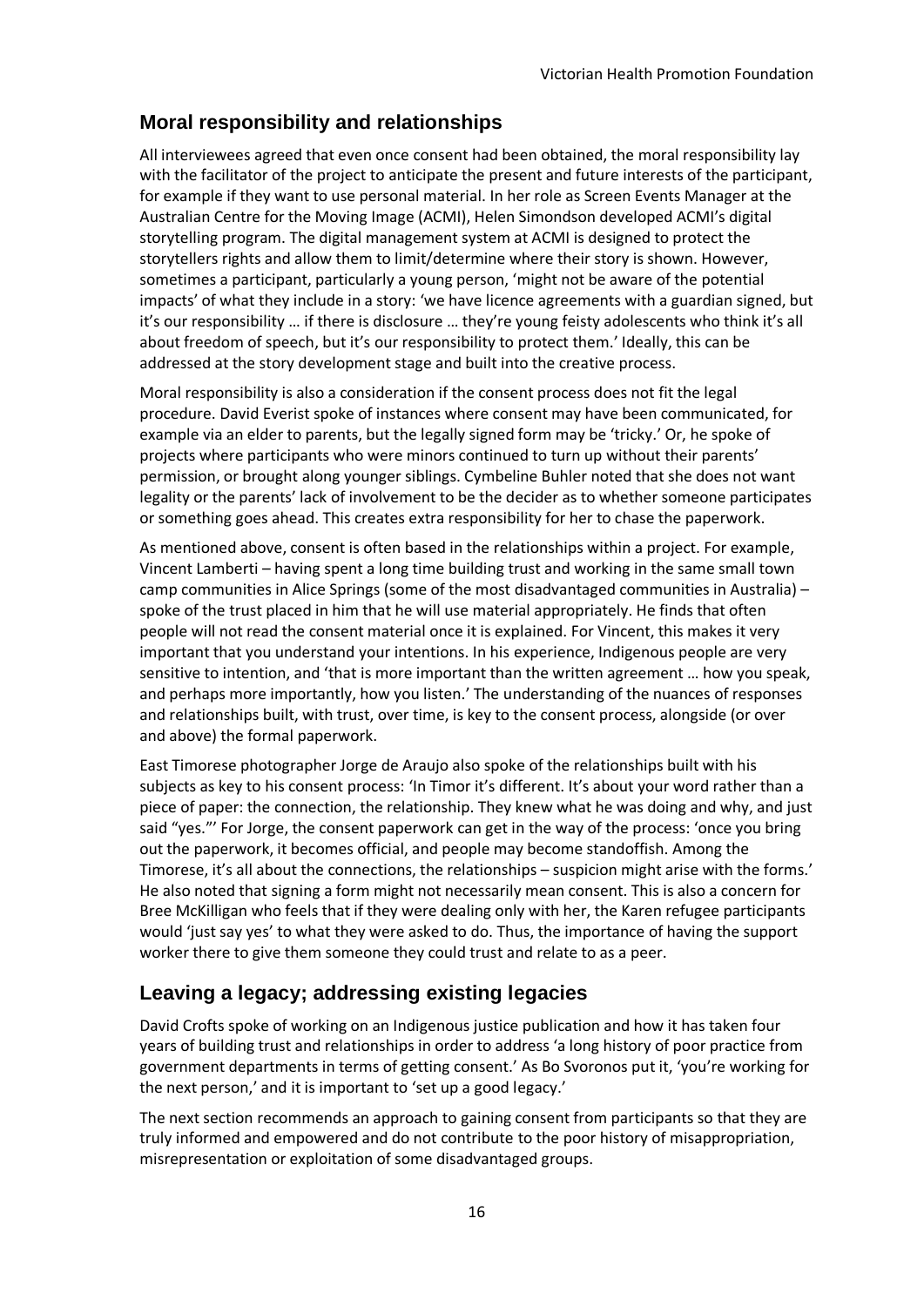## Moral responsibility and relationships

All interviewees agreed that even once consent had been obtained, the moral responsibility lay with the facilitator of the project to anticipate the present and future interests of the participant, for example if they want to use personal material. In her role as Screen Events Manager at the Australian Centre for the Moving Image (ACMI), Helen Simondson developed ACMI's digital storytelling program. The digital management system at ACMI is designed to protect the storytellers rights and allow them to limit/determine where their story is shown. However, sometimes a participant, particularly a young person, 'might not be aware of the potential impacts' of what they include in a story: 'we have licence agreements with a guardian signed, but it's our responsibility … if there is disclosure … they're young feisty adolescents who think it's all about freedom of speech, but it's our responsibility to protect them.' Ideally, this can be addressed at the story development stage and built into the creative process.

Moral responsibility is also a consideration if the consent process does not fit the legal procedure. David Everist spoke of instances where consent may have been communicated, for example via an elder to parents, but the legally signed form may be 'tricky.' Or, he spoke of projects where participants who were minors continued to turn up without their parents' permission, or brought along younger siblings. Cymbeline Buhler noted that she does not want legality or the parents' lack of involvement to be the decider as to whether someone participates or something goes ahead. This creates extra responsibility for her to chase the paperwork.

As mentioned above, consent is often based in the relationships within a project. For example, Vincent Lamberti – having spent a long time building trust and working in the same small town camp communities in Alice Springs (some of the most disadvantaged communities in Australia) – spoke of the trust placed in him that he will use material appropriately. He finds that often people will not read the consent material once it is explained. For Vincent, this makes it very important that you understand your intentions. In his experience, Indigenous people are very sensitive to intention, and 'that is more important than the written agreement … how you speak, and perhaps more importantly, how you listen.' The understanding of the nuances of responses and relationships built, with trust, over time, is key to the consent process, alongside (or over and above) the formal paperwork.

East Timorese photographer Jorge de Araujo also spoke of the relationships built with his subjects as key to his consent process: 'In Timor it's different. It's about your word rather than a piece of paper: the connection, the relationship. They knew what he was doing and why, and just said "yes."' For Jorge, the consent paperwork can get in the way of the process: 'once you bring out the paperwork, it becomes official, and people may become standoffish. Among the Timorese, it's all about the connections, the relationships – suspicion might arise with the forms.' He also noted that signing a form might not necessarily mean consent. This is also a concern for Bree McKilligan who feels that if they were dealing only with her, the Karen refugee participants would 'just say yes' to what they were asked to do. Thus, the importance of having the support worker there to give them someone they could trust and relate to as a peer.

## Leaving a legacy; addressing existing legacies

David Crofts spoke of working on an Indigenous justice publication and how it has taken four years of building trust and relationships in order to address 'a long history of poor practice from government departments in terms of getting consent.' As Bo Svoronos put it, 'you're working for the next person,' and it is important to 'set up a good legacy.'

The next section recommends an approach to gaining consent from participants so that they are truly informed and empowered and do not contribute to the poor history of misappropriation, misrepresentation or exploitation of some disadvantaged groups.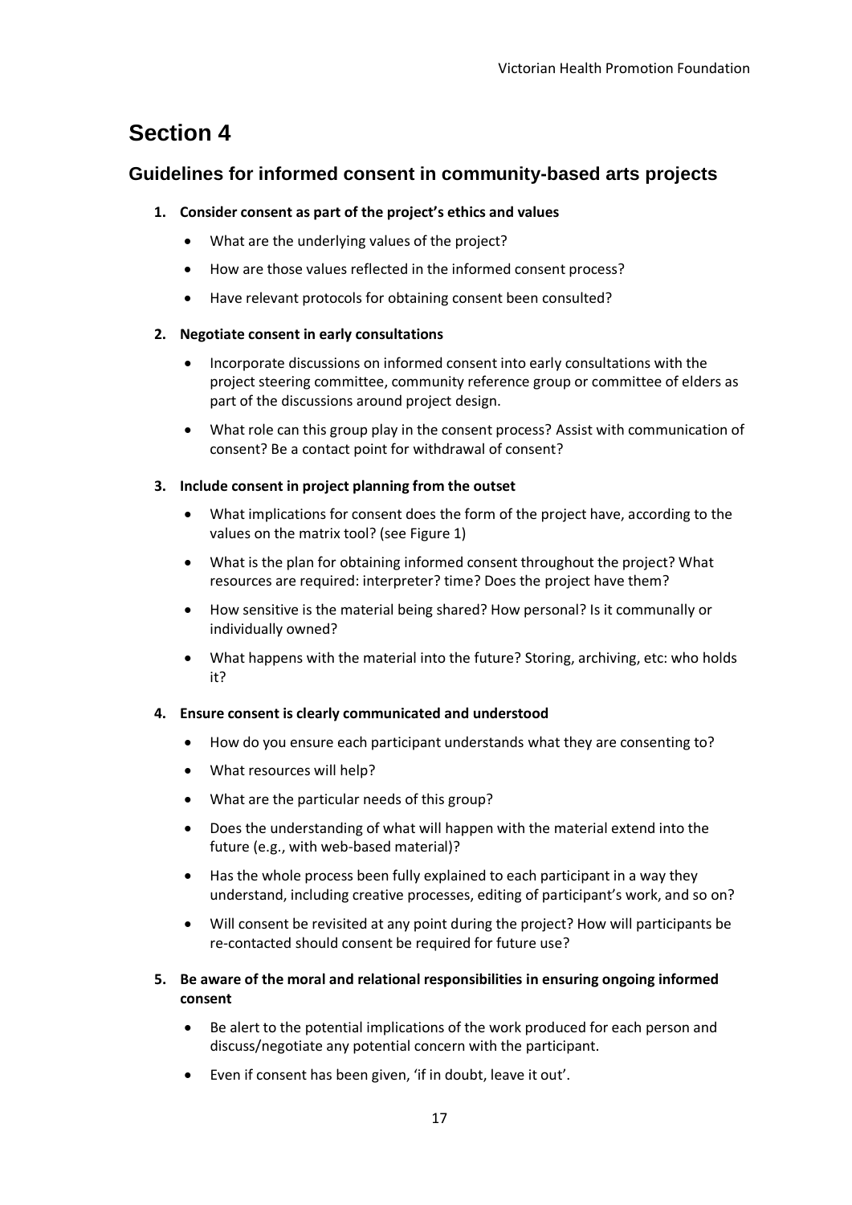# Section 4

## Guidelines for informed consent in community-based arts projects

1. **Consider consent as part of the project's ethics and values**
   - What are the underlying values of the project?
   - How are those values reflected in the informed consent process?
   - Have relevant protocols for obtaining consent been consulted?

2. **Negotiate consent in early consultations**
   - Incorporate discussions on informed consent into early consultations with the project steering committee, community reference group or committee of elders as part of the discussions around project design.
   - What role can this group play in the consent process? Assist with communication of consent? Be a contact point for withdrawal of consent?

3. **Include consent in project planning from the outset**
   - What implications for consent does the form of the project have, according to the values on the matrix tool? (see Figure 1)
   - What is the plan for obtaining informed consent throughout the project? What resources are required: interpreter? time? Does the project have them?
   - How sensitive is the material being shared? How personal? Is it communally or individually owned?
   - What happens with the material into the future? Storing, archiving, etc: who holds it?

4. **Ensure consent is clearly communicated and understood**
   - How do you ensure each participant understands what they are consenting to?
   - What resources will help?
   - What are the particular needs of this group?
   - Does the understanding of what will happen with the material extend into the future (e.g., with web-based material)?
   - Has the whole process been fully explained to each participant in a way they understand, including creative processes, editing of participant's work, and so on?
   - Will consent be revisited at any point during the project? How will participants be re-contacted should consent be required for future use?

5. **Be aware of the moral and relational responsibilities in ensuring ongoing informed consent**
   - Be alert to the potential implications of the work produced for each person and discuss/negotiate any potential concern with the participant.
   - Even if consent has been given, 'if in doubt, leave it out'.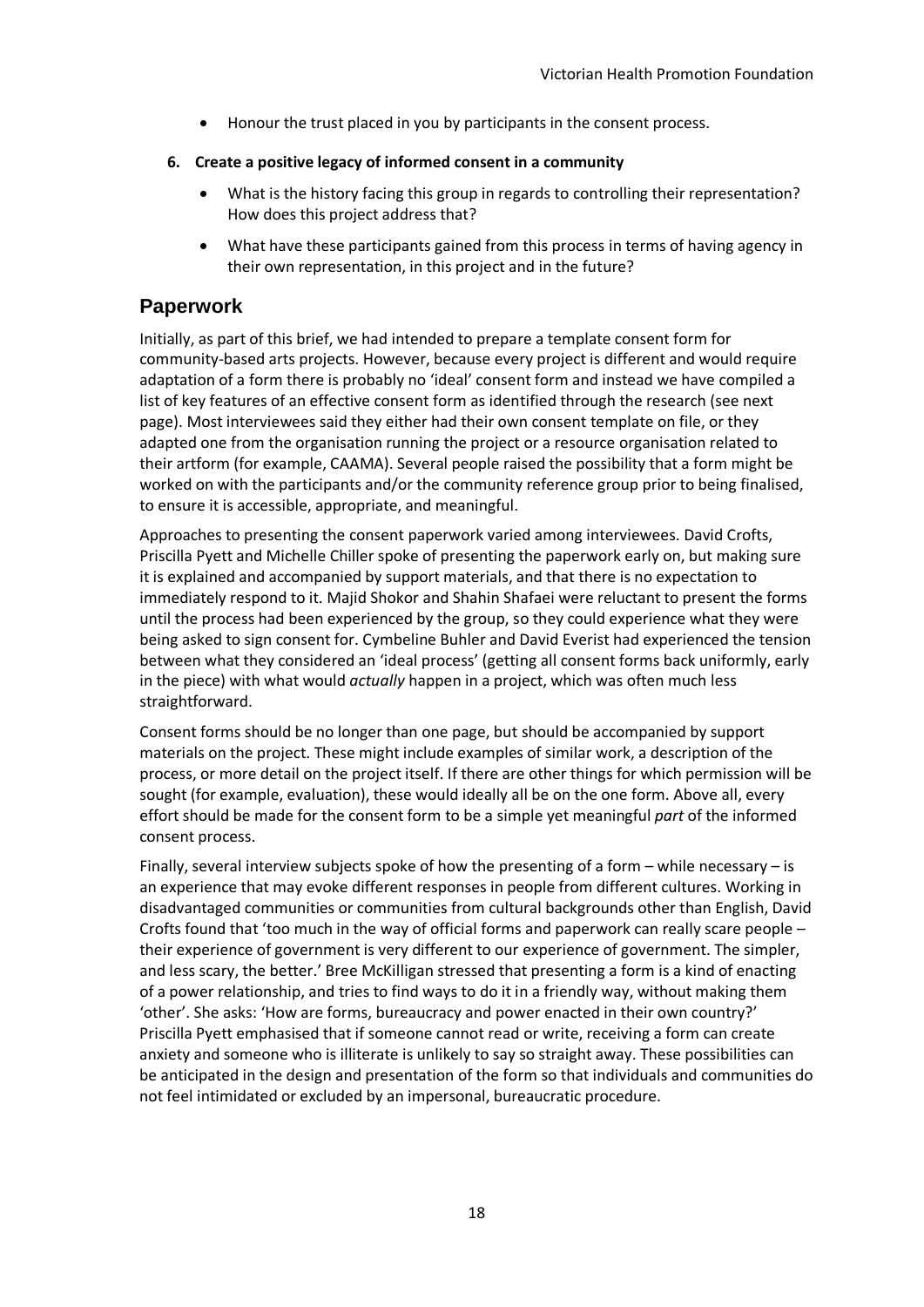- Honour the trust placed in you by participants in the consent process.

**6. Create a positive legacy of informed consent in a community**

- What is the history facing this group in regards to controlling their representation? How does this project address that?
- What have these participants gained from this process in terms of having agency in their own representation, in this project and in the future?

## Paperwork

Initially, as part of this brief, we had intended to prepare a template consent form for community-based arts projects. However, because every project is different and would require adaptation of a form there is probably no 'ideal' consent form and instead we have compiled a list of key features of an effective consent form as identified through the research (see next page). Most interviewees said they either had their own consent template on file, or they adapted one from the organisation running the project or a resource organisation related to their artform (for example, CAAMA). Several people raised the possibility that a form might be worked on with the participants and/or the community reference group prior to being finalised, to ensure it is accessible, appropriate, and meaningful.

Approaches to presenting the consent paperwork varied among interviewees. David Crofts, Priscilla Pyett and Michelle Chiller spoke of presenting the paperwork early on, but making sure it is explained and accompanied by support materials, and that there is no expectation to immediately respond to it. Majid Shokor and Shahin Shafaei were reluctant to present the forms until the process had been experienced by the group, so they could experience what they were being asked to sign consent for. Cymbeline Buhler and David Everist had experienced the tension between what they considered an 'ideal process' (getting all consent forms back uniformly, early in the piece) with what would *actually* happen in a project, which was often much less straightforward.

Consent forms should be no longer than one page, but should be accompanied by support materials on the project. These might include examples of similar work, a description of the process, or more detail on the project itself. If there are other things for which permission will be sought (for example, evaluation), these would ideally all be on the one form. Above all, every effort should be made for the consent form to be a simple yet meaningful *part* of the informed consent process.

Finally, several interview subjects spoke of how the presenting of a form – while necessary – is an experience that may evoke different responses in people from different cultures. Working in disadvantaged communities or communities from cultural backgrounds other than English, David Crofts found that 'too much in the way of official forms and paperwork can really scare people – their experience of government is very different to our experience of government. The simpler, and less scary, the better.' Bree McKilligan stressed that presenting a form is a kind of enacting of a power relationship, and tries to find ways to do it in a friendly way, without making them 'other'. She asks: 'How are forms, bureaucracy and power enacted in their own country?' Priscilla Pyett emphasised that if someone cannot read or write, receiving a form can create anxiety and someone who is illiterate is unlikely to say so straight away. These possibilities can be anticipated in the design and presentation of the form so that individuals and communities do not feel intimidated or excluded by an impersonal, bureaucratic procedure.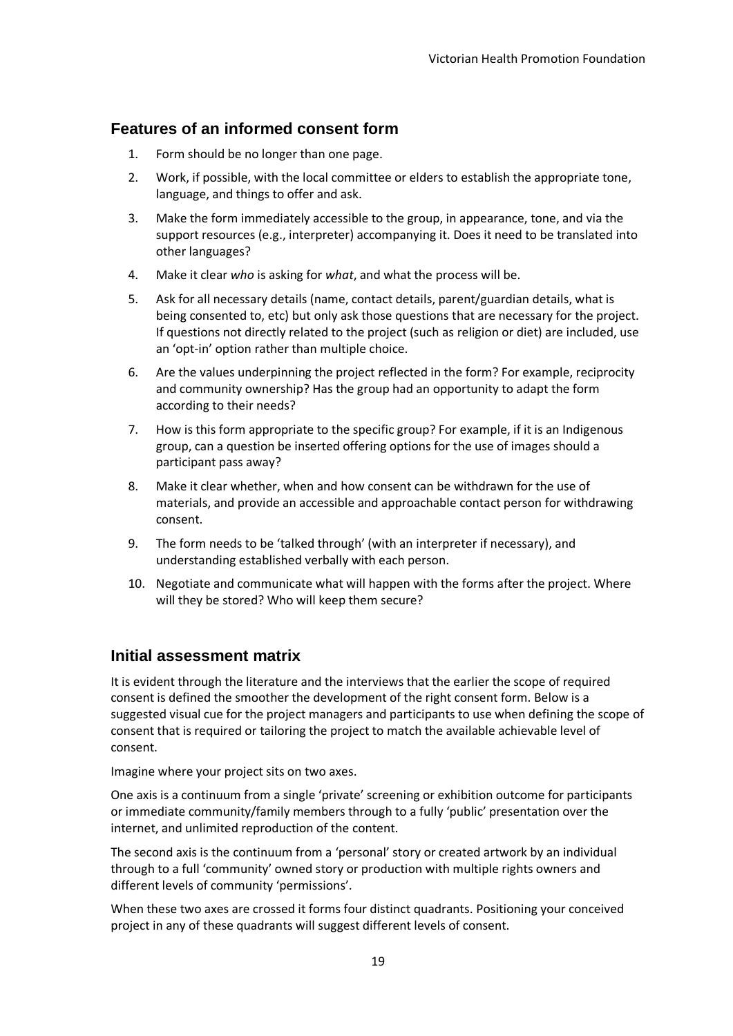## Features of an informed consent form

1. Form should be no longer than one page.
2. Work, if possible, with the local committee or elders to establish the appropriate tone, language, and things to offer and ask.
3. Make the form immediately accessible to the group, in appearance, tone, and via the support resources (e.g., interpreter) accompanying it. Does it need to be translated into other languages?
4. Make it clear *who* is asking for *what*, and what the process will be.
5. Ask for all necessary details (name, contact details, parent/guardian details, what is being consented to, etc) but only ask those questions that are necessary for the project. If questions not directly related to the project (such as religion or diet) are included, use an 'opt-in' option rather than multiple choice.
6. Are the values underpinning the project reflected in the form? For example, reciprocity and community ownership? Has the group had an opportunity to adapt the form according to their needs?
7. How is this form appropriate to the specific group? For example, if it is an Indigenous group, can a question be inserted offering options for the use of images should a participant pass away?
8. Make it clear whether, when and how consent can be withdrawn for the use of materials, and provide an accessible and approachable contact person for withdrawing consent.
9. The form needs to be 'talked through' (with an interpreter if necessary), and understanding established verbally with each person.
10. Negotiate and communicate what will happen with the forms after the project. Where will they be stored? Who will keep them secure?

## Initial assessment matrix

It is evident through the literature and the interviews that the earlier the scope of required consent is defined the smoother the development of the right consent form. Below is a suggested visual cue for the project managers and participants to use when defining the scope of consent that is required or tailoring the project to match the available achievable level of consent.

Imagine where your project sits on two axes.

One axis is a continuum from a single 'private' screening or exhibition outcome for participants or immediate community/family members through to a fully 'public' presentation over the internet, and unlimited reproduction of the content.

The second axis is the continuum from a 'personal' story or created artwork by an individual through to a full 'community' owned story or production with multiple rights owners and different levels of community 'permissions'.

When these two axes are crossed it forms four distinct quadrants. Positioning your conceived project in any of these quadrants will suggest different levels of consent.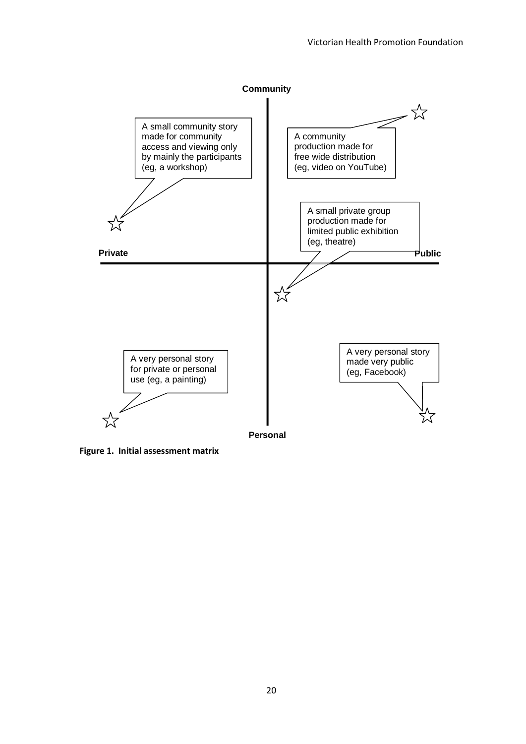**Community**

A small community story made for community access and viewing only by mainly the participants (eg, a workshop)

A community production made for free wide distribution (eg, video on YouTube)

A small private group production made for limited public exhibition (eg, theatre)

**Private** **Public**

A very personal story for private or personal use (eg, a painting)

A very personal story made very public (eg, Facebook)

**Personal**

**Figure 1. Initial assessment matrix**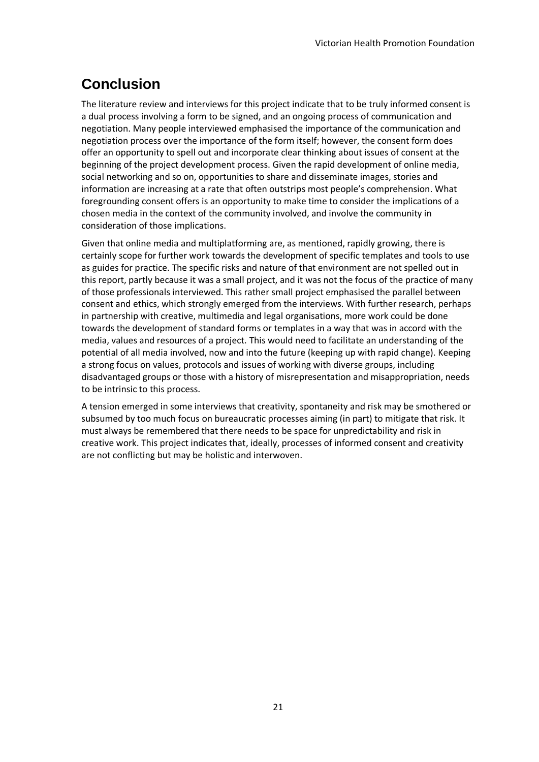## Conclusion

The literature review and interviews for this project indicate that to be truly informed consent is a dual process involving a form to be signed, and an ongoing process of communication and negotiation. Many people interviewed emphasised the importance of the communication and negotiation process over the importance of the form itself; however, the consent form does offer an opportunity to spell out and incorporate clear thinking about issues of consent at the beginning of the project development process. Given the rapid development of online media, social networking and so on, opportunities to share and disseminate images, stories and information are increasing at a rate that often outstrips most people's comprehension. What foregrounding consent offers is an opportunity to make time to consider the implications of a chosen media in the context of the community involved, and involve the community in consideration of those implications.

Given that online media and multiplatforming are, as mentioned, rapidly growing, there is certainly scope for further work towards the development of specific templates and tools to use as guides for practice. The specific risks and nature of that environment are not spelled out in this report, partly because it was a small project, and it was not the focus of the practice of many of those professionals interviewed. This rather small project emphasised the parallel between consent and ethics, which strongly emerged from the interviews. With further research, perhaps in partnership with creative, multimedia and legal organisations, more work could be done towards the development of standard forms or templates in a way that was in accord with the media, values and resources of a project. This would need to facilitate an understanding of the potential of all media involved, now and into the future (keeping up with rapid change). Keeping a strong focus on values, protocols and issues of working with diverse groups, including disadvantaged groups or those with a history of misrepresentation and misappropriation, needs to be intrinsic to this process.

A tension emerged in some interviews that creativity, spontaneity and risk may be smothered or subsumed by too much focus on bureaucratic processes aiming (in part) to mitigate that risk. It must always be remembered that there needs to be space for unpredictability and risk in creative work. This project indicates that, ideally, processes of informed consent and creativity are not conflicting but may be holistic and interwoven.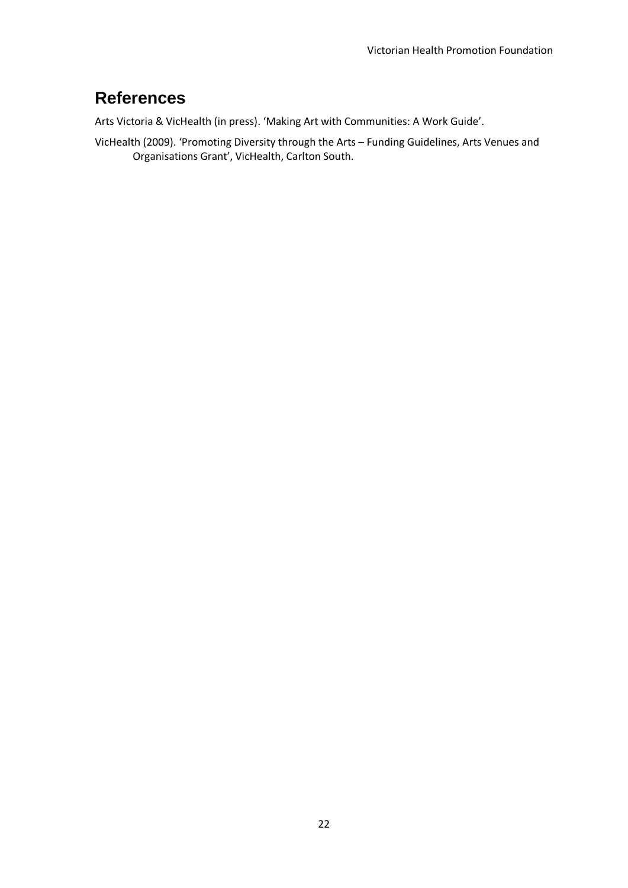## References

Arts Victoria & VicHealth (in press). 'Making Art with Communities: A Work Guide'.

VicHealth (2009). 'Promoting Diversity through the Arts – Funding Guidelines, Arts Venues and Organisations Grant', VicHealth, Carlton South.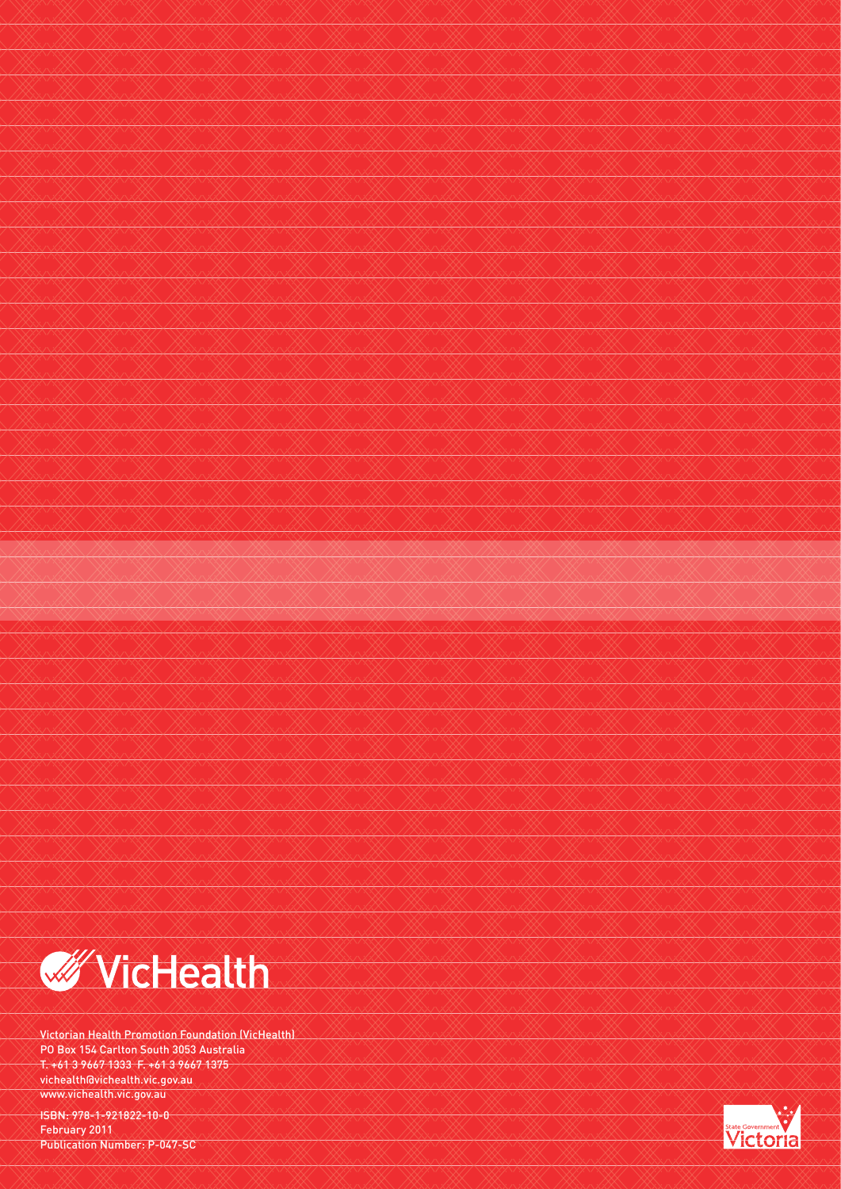VicHealth

Victorian Health Promotion Foundation (VicHealth)
PO Box 154 Carlton South 3053 Australia
T. +61 3 9667 1333 F. +61 3 9667 1375
vichealth@vichealth.vic.gov.au
www.vichealth.vic.gov.au

ISBN: 978-1-921822-10-0
February 2011
Publication Number: P-047-SC

State Government Victoria